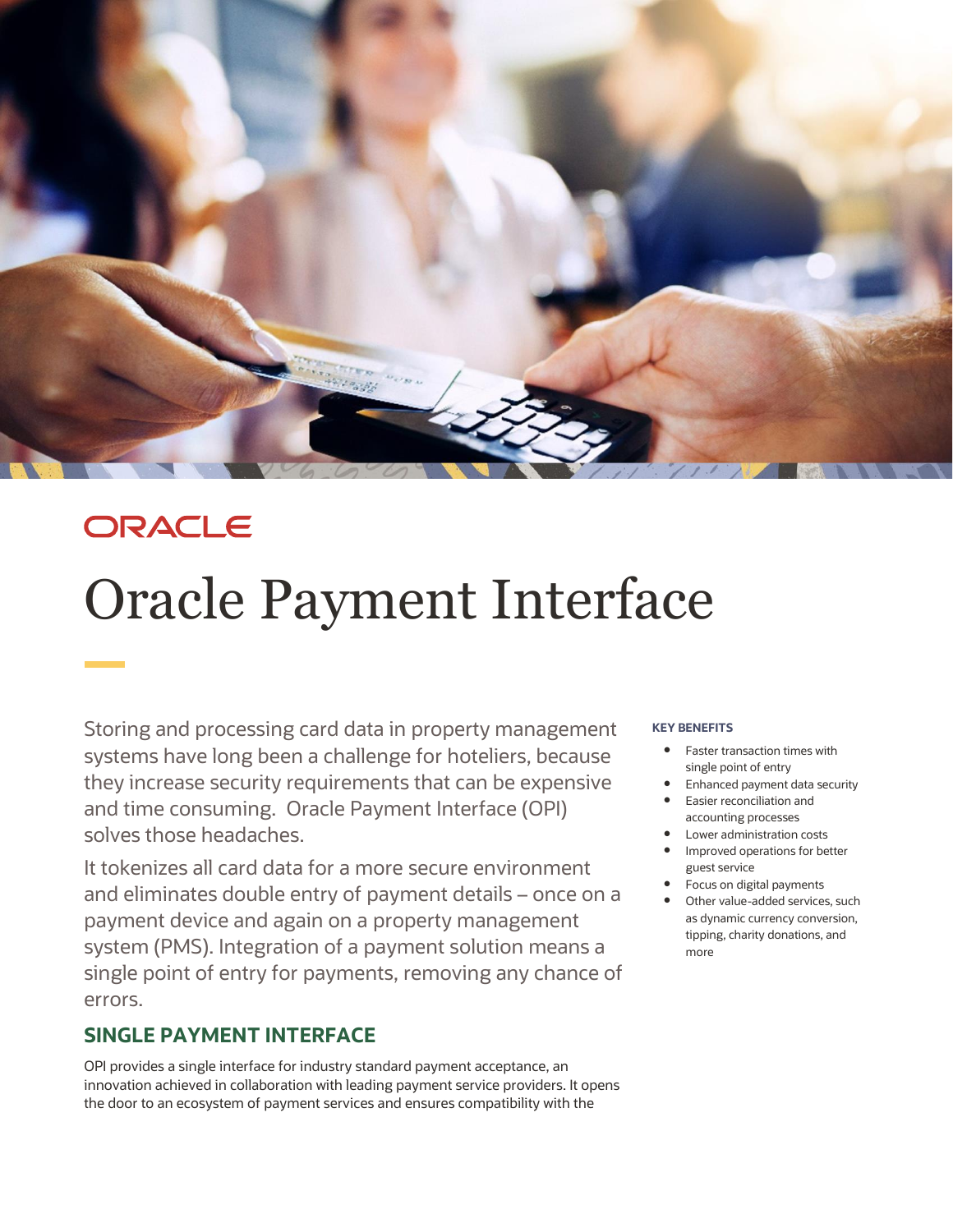ORACLE

# Oracle Payment Interface

Storing and processing card data in property management systems have long been a challenge for hoteliers, because they increase security requirements that can be expensive and time consuming. Oracle Payment Interface (OPI) solves those headaches.

It tokenizes all card data for a more secure environment and eliminates double entry of payment details – once on a payment device and again on a property management system (PMS). Integration of a payment solution means a single point of entry for payments, removing any chance of errors.

## SINGLE PAYMENT INTERFACE

OPI provides a single interface for industry standard payment acceptance, an innovation achieved in collaboration with leading payment service providers. It opens the door to an ecosystem of payment services and ensures compatibility with the

**KEY BENEFITS**

- Faster transaction times with single point of entry
- Enhanced payment data security
- Easier reconciliation and accounting processes
- Lower administration costs
- Improved operations for better guest service
- Focus on digital payments
- Other value-added services, such as dynamic currency conversion, tipping, charity donations, and more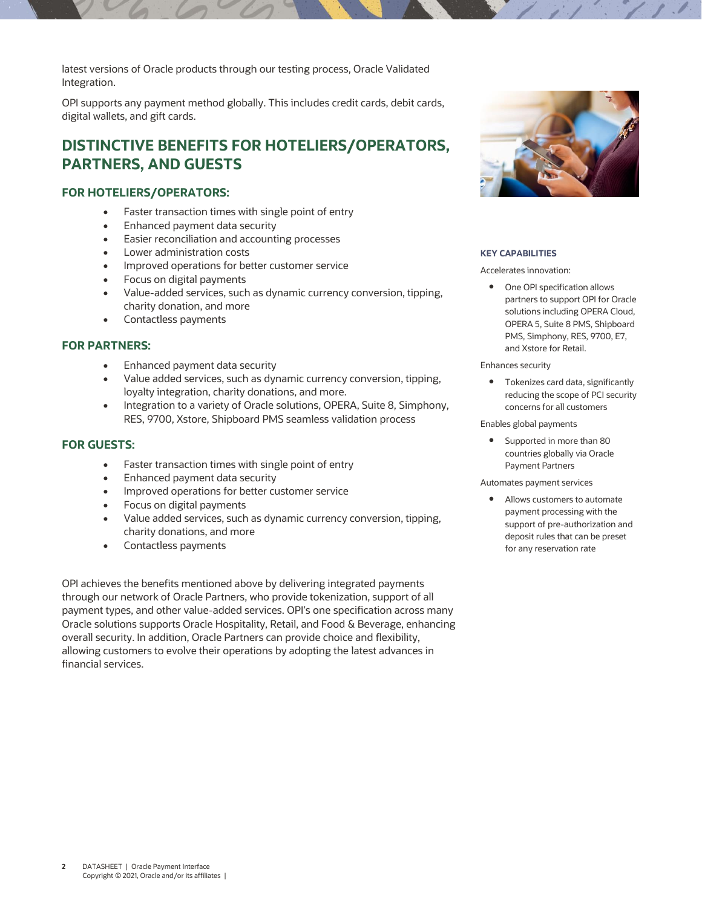latest versions of Oracle products through our testing process, Oracle Validated Integration.

OPI supports any payment method globally. This includes credit cards, debit cards, digital wallets, and gift cards.

## DISTINCTIVE BENEFITS FOR HOTELIERS/OPERATORS, PARTNERS, AND GUESTS

### FOR HOTELIERS/OPERATORS:

- Faster transaction times with single point of entry
- Enhanced payment data security
- Easier reconciliation and accounting processes
- Lower administration costs
- Improved operations for better customer service
- Focus on digital payments
- Value-added services, such as dynamic currency conversion, tipping, charity donation, and more
- Contactless payments

### FOR PARTNERS:

- Enhanced payment data security
- Value added services, such as dynamic currency conversion, tipping, loyalty integration, charity donations, and more.
- Integration to a variety of Oracle solutions, OPERA, Suite 8, Simphony, RES, 9700, Xstore, Shipboard PMS seamless validation process

### FOR GUESTS:

- Faster transaction times with single point of entry
- Enhanced payment data security
- Improved operations for better customer service
- Focus on digital payments
- Value added services, such as dynamic currency conversion, tipping, charity donations, and more
- Contactless payments

OPI achieves the benefits mentioned above by delivering integrated payments through our network of Oracle Partners, who provide tokenization, support of all payment types, and other value-added services. OPI's one specification across many Oracle solutions supports Oracle Hospitality, Retail, and Food & Beverage, enhancing overall security. In addition, Oracle Partners can provide choice and flexibility, allowing customers to evolve their operations by adopting the latest advances in financial services.

#### KEY CAPABILITIES

Accelerates innovation:

- One OPI specification allows partners to support OPI for Oracle solutions including OPERA Cloud, OPERA 5, Suite 8 PMS, Shipboard PMS, Simphony, RES, 9700, E7, and Xstore for Retail.

Enhances security

- Tokenizes card data, significantly reducing the scope of PCI security concerns for all customers

Enables global payments

- Supported in more than 80 countries globally via Oracle Payment Partners

Automates payment services

- Allows customers to automate payment processing with the support of pre-authorization and deposit rules that can be preset for any reservation rate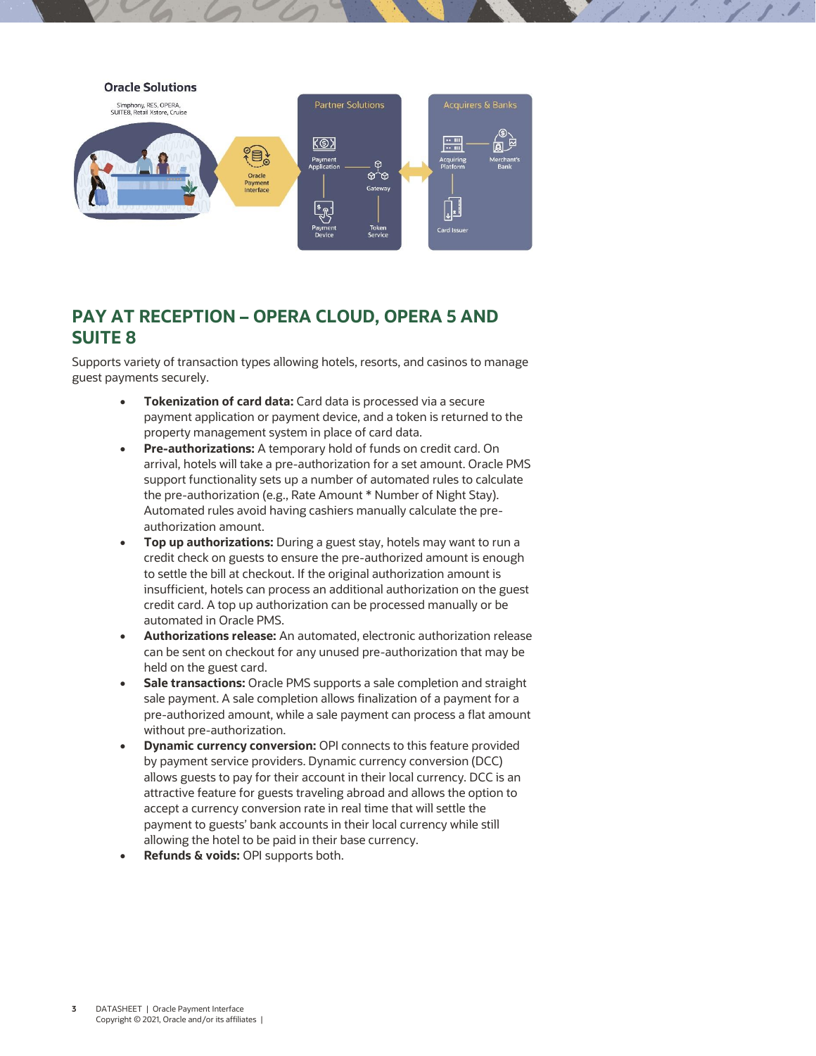## PAY AT RECEPTION – OPERA CLOUD, OPERA 5 AND SUITE 8

Supports variety of transaction types allowing hotels, resorts, and casinos to manage guest payments securely.

- **Tokenization of card data:** Card data is processed via a secure payment application or payment device, and a token is returned to the property management system in place of card data.
- **Pre-authorizations:** A temporary hold of funds on credit card. On arrival, hotels will take a pre-authorization for a set amount. Oracle PMS support functionality sets up a number of automated rules to calculate the pre-authorization (e.g., Rate Amount * Number of Night Stay). Automated rules avoid having cashiers manually calculate the pre-authorization amount.
- **Top up authorizations:** During a guest stay, hotels may want to run a credit check on guests to ensure the pre-authorized amount is enough to settle the bill at checkout. If the original authorization amount is insufficient, hotels can process an additional authorization on the guest credit card. A top up authorization can be processed manually or be automated in Oracle PMS.
- **Authorizations release:** An automated, electronic authorization release can be sent on checkout for any unused pre-authorization that may be held on the guest card.
- **Sale transactions:** Oracle PMS supports a sale completion and straight sale payment. A sale completion allows finalization of a payment for a pre-authorized amount, while a sale payment can process a flat amount without pre-authorization.
- **Dynamic currency conversion:** OPI connects to this feature provided by payment service providers. Dynamic currency conversion (DCC) allows guests to pay for their account in their local currency. DCC is an attractive feature for guests traveling abroad and allows the option to accept a currency conversion rate in real time that will settle the payment to guests' bank accounts in their local currency while still allowing the hotel to be paid in their base currency.
- **Refunds & voids:** OPI supports both.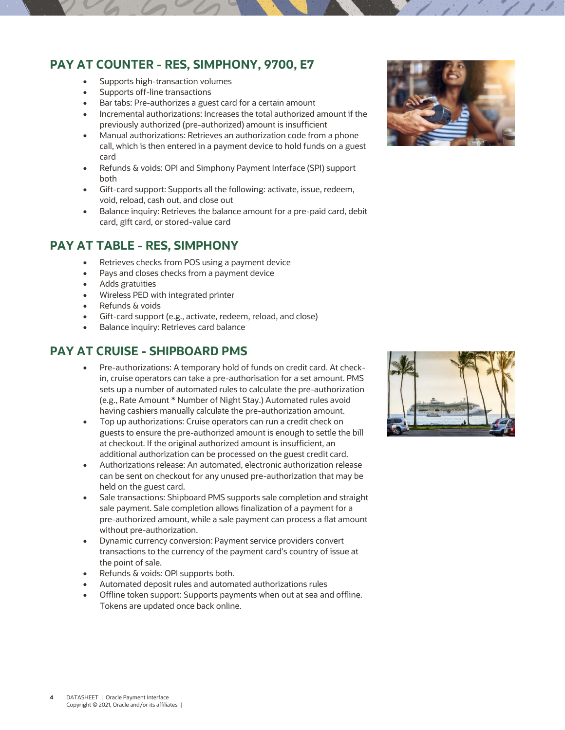## PAY AT COUNTER - RES, SIMPHONY, 9700, E7

- Supports high-transaction volumes
- Supports off-line transactions
- Bar tabs: Pre-authorizes a guest card for a certain amount
- Incremental authorizations: Increases the total authorized amount if the previously authorized (pre-authorized) amount is insufficient
- Manual authorizations: Retrieves an authorization code from a phone call, which is then entered in a payment device to hold funds on a guest card
- Refunds & voids: OPI and Simphony Payment Interface (SPI) support both
- Gift-card support: Supports all the following: activate, issue, redeem, void, reload, cash out, and close out
- Balance inquiry: Retrieves the balance amount for a pre-paid card, debit card, gift card, or stored-value card

## PAY AT TABLE - RES, SIMPHONY

- Retrieves checks from POS using a payment device
- Pays and closes checks from a payment device
- Adds gratuities
- Wireless PED with integrated printer
- Refunds & voids
- Gift-card support (e.g., activate, redeem, reload, and close)
- Balance inquiry: Retrieves card balance

## PAY AT CRUISE - SHIPBOARD PMS

- Pre-authorizations: A temporary hold of funds on credit card. At check-in, cruise operators can take a pre-authorisation for a set amount. PMS sets up a number of automated rules to calculate the pre-authorization (e.g., Rate Amount * Number of Night Stay.) Automated rules avoid having cashiers manually calculate the pre-authorization amount.
- Top up authorizations: Cruise operators can run a credit check on guests to ensure the pre-authorized amount is enough to settle the bill at checkout. If the original authorized amount is insufficient, an additional authorization can be processed on the guest credit card.
- Authorizations release: An automated, electronic authorization release can be sent on checkout for any unused pre-authorization that may be held on the guest card.
- Sale transactions: Shipboard PMS supports sale completion and straight sale payment. Sale completion allows finalization of a payment for a pre-authorized amount, while a sale payment can process a flat amount without pre-authorization.
- Dynamic currency conversion: Payment service providers convert transactions to the currency of the payment card's country of issue at the point of sale.
- Refunds & voids: OPI supports both.
- Automated deposit rules and automated authorizations rules
- Offline token support: Supports payments when out at sea and offline. Tokens are updated once back online.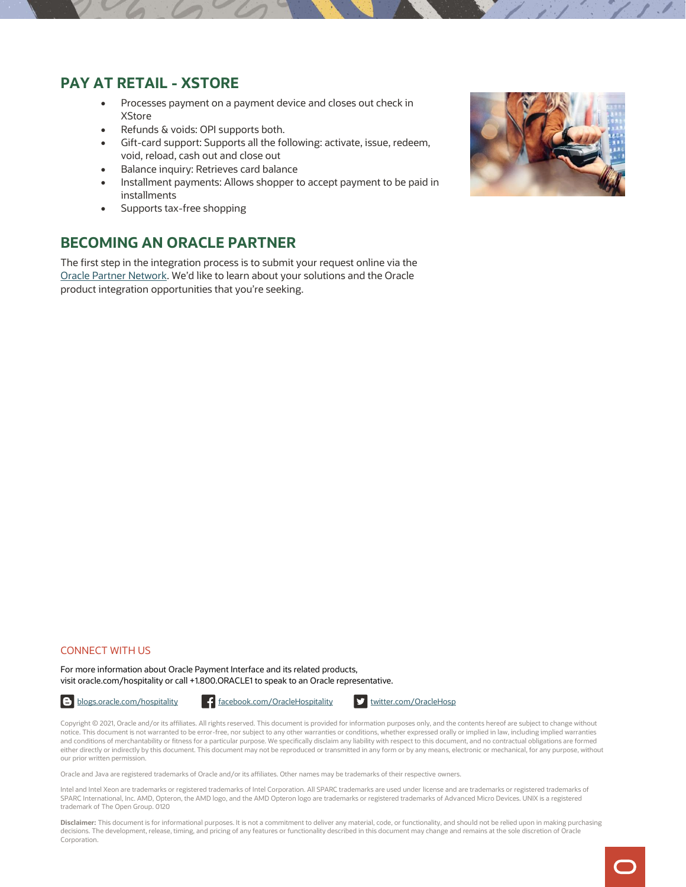## PAY AT RETAIL - XSTORE

- Processes payment on a payment device and closes out check in XStore
- Refunds & voids: OPI supports both.
- Gift-card support: Supports all the following: activate, issue, redeem, void, reload, cash out and close out
- Balance inquiry: Retrieves card balance
- Installment payments: Allows shopper to accept payment to be paid in installments
- Supports tax-free shopping

## BECOMING AN ORACLE PARTNER

The first step in the integration process is to submit your request online via the Oracle Partner Network. We'd like to learn about your solutions and the Oracle product integration opportunities that you're seeking.

CONNECT WITH US

For more information about Oracle Payment Interface and its related products, visit oracle.com/hospitality or call +1.800.ORACLE1 to speak to an Oracle representative.

blogs.oracle.com/hospitality   facebook.com/OracleHospitality   twitter.com/OracleHosp

Copyright © 2021, Oracle and/or its affiliates. All rights reserved. This document is provided for information purposes only, and the contents hereof are subject to change without notice. This document is not warranted to be error-free, nor subject to any other warranties or conditions, whether expressed orally or implied in law, including implied warranties and conditions of merchantability or fitness for a particular purpose. We specifically disclaim any liability with respect to this document, and no contractual obligations are formed either directly or indirectly by this document. This document may not be reproduced or transmitted in any form or by any means, electronic or mechanical, for any purpose, without our prior written permission.

Oracle and Java are registered trademarks of Oracle and/or its affiliates. Other names may be trademarks of their respective owners.

Intel and Intel Xeon are trademarks or registered trademarks of Intel Corporation. All SPARC trademarks are used under license and are trademarks or registered trademarks of SPARC International, Inc. AMD, Opteron, the AMD logo, and the AMD Opteron logo are trademarks or registered trademarks of Advanced Micro Devices. UNIX is a registered trademark of The Open Group. 0120

**Disclaimer:** This document is for informational purposes. It is not a commitment to deliver any material, code, or functionality, and should not be relied upon in making purchasing decisions. The development, release, timing, and pricing of any features or functionality described in this document may change and remains at the sole discretion of Oracle Corporation.